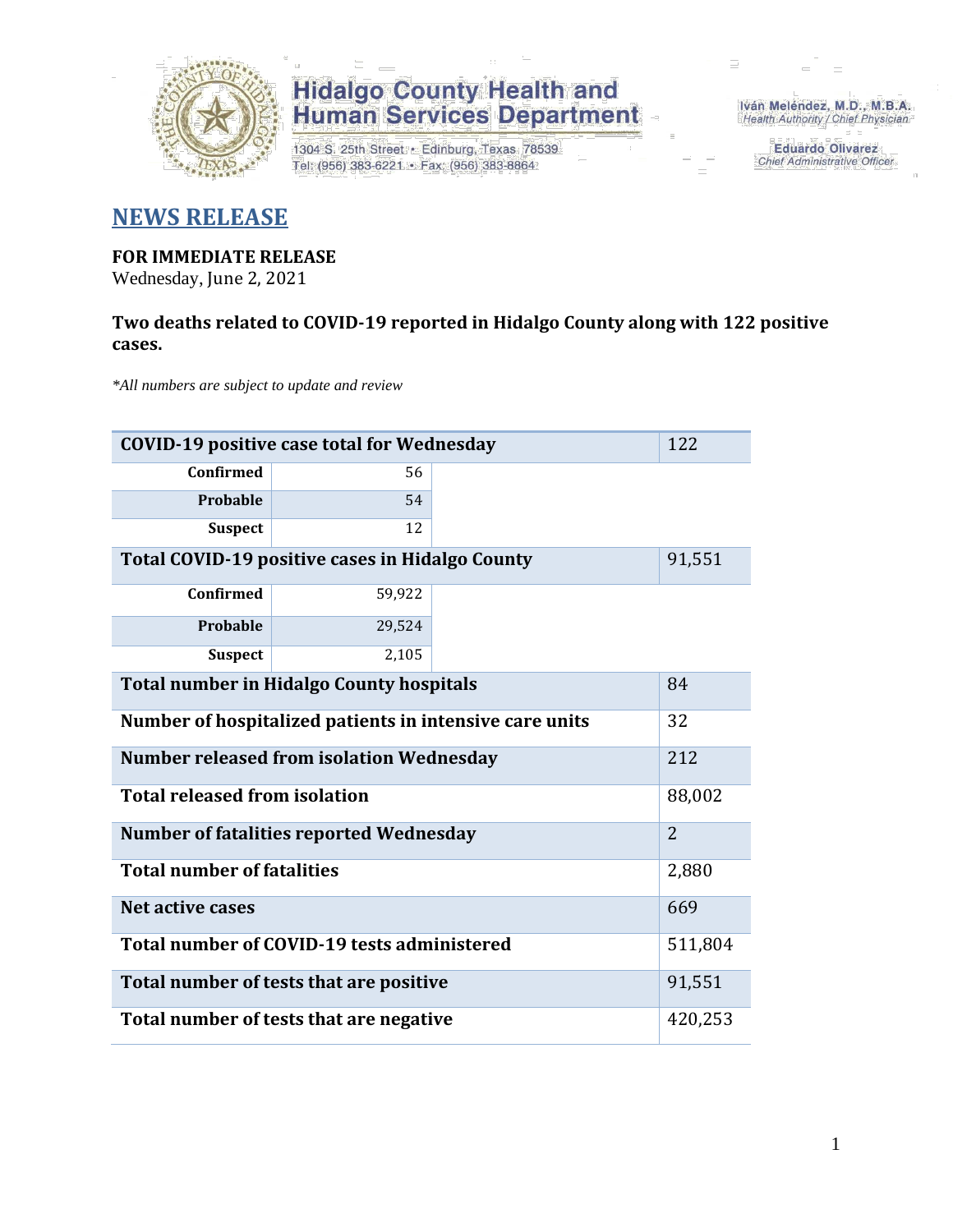Hidalgo County Health and Human Services Department

1304 S. 25th Street • Edinburg, Texas 78539
Tel: (956) 383-6221 • Fax: (956) 383-8864

Iván Meléndez, M.D., M.B.A.
Health Authority / Chief Physician

Eduardo Olivarez
Chief Administrative Officer

# NEWS RELEASE

**FOR IMMEDIATE RELEASE**
Wednesday, June 2, 2021

**Two deaths related to COVID-19 reported in Hidalgo County along with 122 positive cases.**

*\*All numbers are subject to update and review*

| COVID-19 positive case total for Wednesday | | 122 |
|---|---|---|
| Confirmed | 56 | |
| Probable | 54 | |
| Suspect | 12 | |
| **Total COVID-19 positive cases in Hidalgo County** | | 91,551 |
| Confirmed | 59,922 | |
| Probable | 29,524 | |
| Suspect | 2,105 | |
| **Total number in Hidalgo County hospitals** | | 84 |
| **Number of hospitalized patients in intensive care units** | | 32 |
| **Number released from isolation Wednesday** | | 212 |
| **Total released from isolation** | | 88,002 |
| **Number of fatalities reported Wednesday** | | 2 |
| **Total number of fatalities** | | 2,880 |
| **Net active cases** | | 669 |
| **Total number of COVID-19 tests administered** | | 511,804 |
| **Total number of tests that are positive** | | 91,551 |
| **Total number of tests that are negative** | | 420,253 |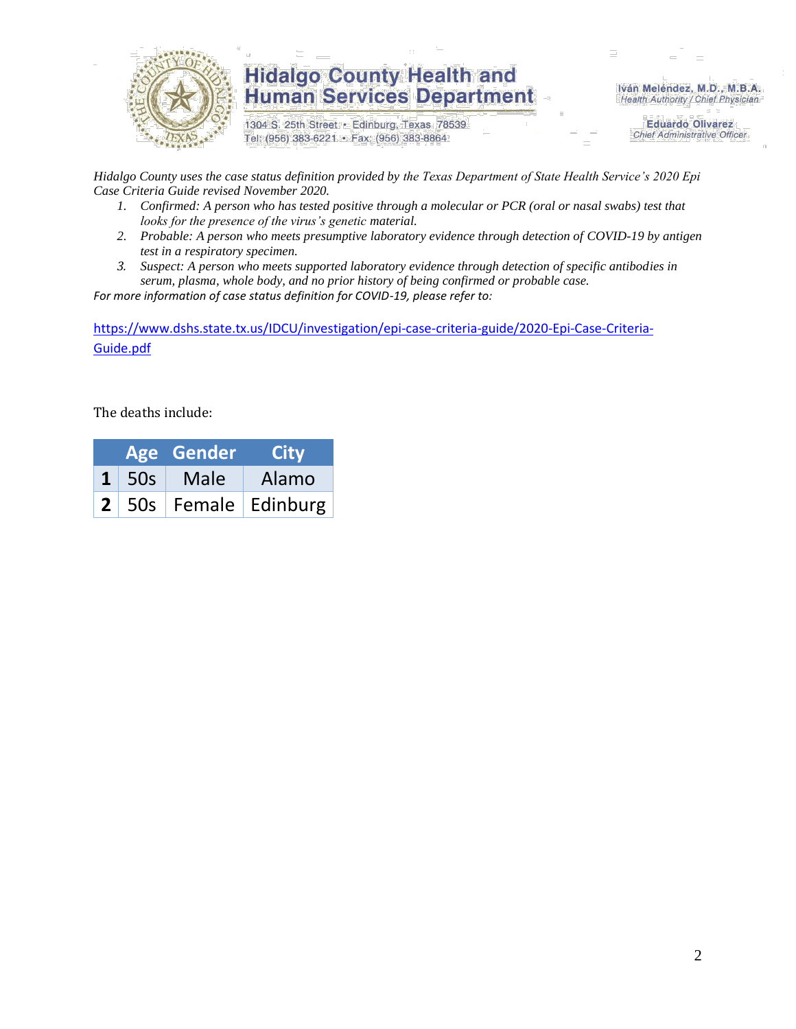*Hidalgo County uses the case status definition provided by the Texas Department of State Health Service's 2020 Epi Case Criteria Guide revised November 2020.*

1. *Confirmed: A person who has tested positive through a molecular or PCR (oral or nasal swabs) test that looks for the presence of the virus's genetic material.*
2. *Probable: A person who meets presumptive laboratory evidence through detection of COVID-19 by antigen test in a respiratory specimen.*
3. *Suspect: A person who meets supported laboratory evidence through detection of specific antibodies in serum, plasma, whole body, and no prior history of being confirmed or probable case.*

*For more information of case status definition for COVID-19, please refer to:*

[https://www.dshs.state.tx.us/IDCU/investigation/epi-case-criteria-guide/2020-Epi-Case-Criteria-Guide.pdf](https://www.dshs.state.tx.us/IDCU/investigation/epi-case-criteria-guide/2020-Epi-Case-Criteria-Guide.pdf)

The deaths include:

| | Age | Gender | City |
|---|---|---|---|
| **1** | 50s | Male | Alamo |
| **2** | 50s | Female | Edinburg |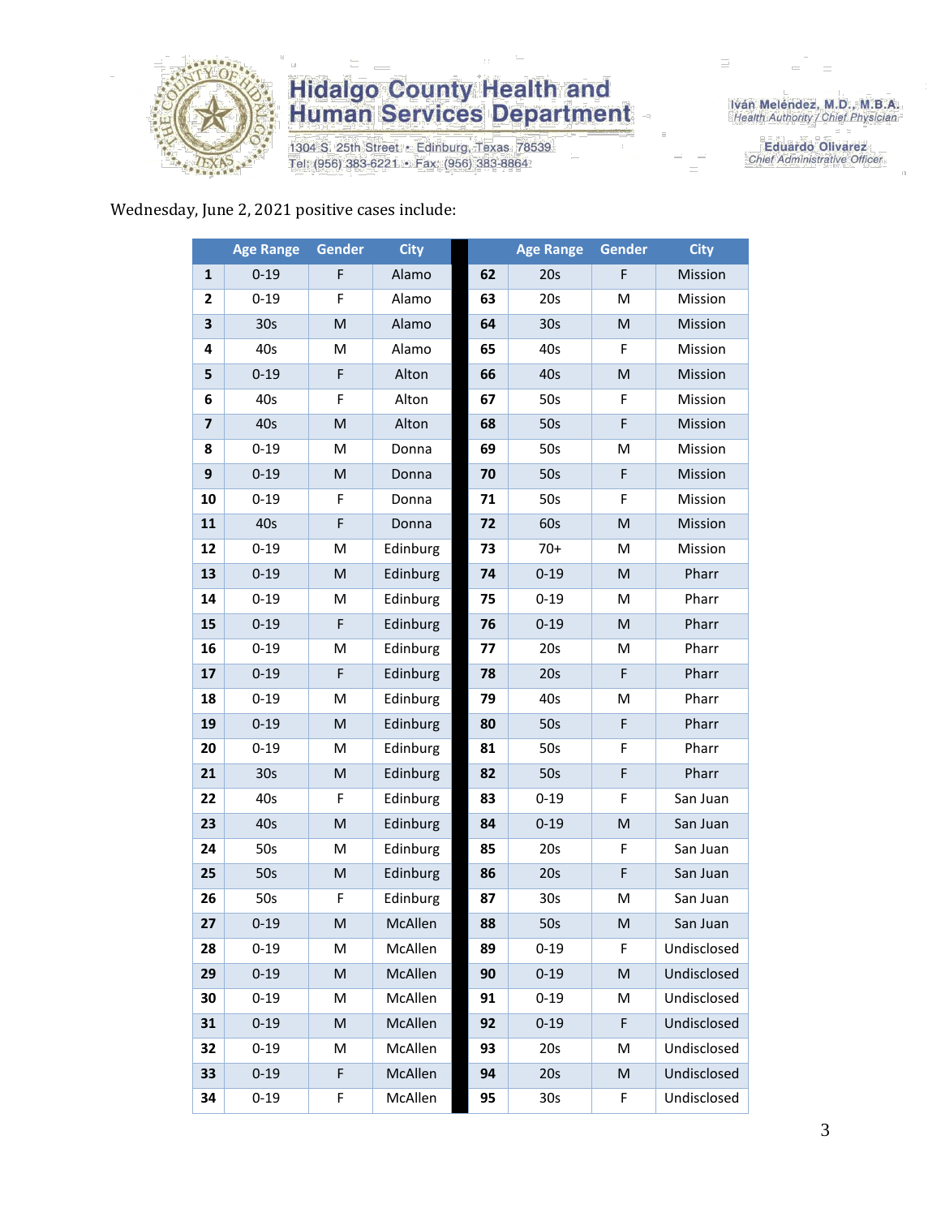# Hidalgo County Health and Human Services Department

1304 S. 25th Street • Edinburg, Texas 78539
Tel: (956) 383-6221 • Fax: (956) 383-8864

Iván Meléndez, M.D., M.B.A.
*Health Authority / Chief Physician*

Eduardo Olivarez
*Chief Administrative Officer*

Wednesday, June 2, 2021 positive cases include:

| | Age Range | Gender | City | | Age Range | Gender | City |
|---|---|---|---|---|---|---|---|
| **1** | 0-19 | F | Alamo | **62** | 20s | F | Mission |
| **2** | 0-19 | F | Alamo | **63** | 20s | M | Mission |
| **3** | 30s | M | Alamo | **64** | 30s | M | Mission |
| **4** | 40s | M | Alamo | **65** | 40s | F | Mission |
| **5** | 0-19 | F | Alton | **66** | 40s | M | Mission |
| **6** | 40s | F | Alton | **67** | 50s | F | Mission |
| **7** | 40s | M | Alton | **68** | 50s | F | Mission |
| **8** | 0-19 | M | Donna | **69** | 50s | M | Mission |
| **9** | 0-19 | M | Donna | **70** | 50s | F | Mission |
| **10** | 0-19 | F | Donna | **71** | 50s | F | Mission |
| **11** | 40s | F | Donna | **72** | 60s | M | Mission |
| **12** | 0-19 | M | Edinburg | **73** | 70+ | M | Mission |
| **13** | 0-19 | M | Edinburg | **74** | 0-19 | M | Pharr |
| **14** | 0-19 | M | Edinburg | **75** | 0-19 | M | Pharr |
| **15** | 0-19 | F | Edinburg | **76** | 0-19 | M | Pharr |
| **16** | 0-19 | M | Edinburg | **77** | 20s | M | Pharr |
| **17** | 0-19 | F | Edinburg | **78** | 20s | F | Pharr |
| **18** | 0-19 | M | Edinburg | **79** | 40s | M | Pharr |
| **19** | 0-19 | M | Edinburg | **80** | 50s | F | Pharr |
| **20** | 0-19 | M | Edinburg | **81** | 50s | F | Pharr |
| **21** | 30s | M | Edinburg | **82** | 50s | F | Pharr |
| **22** | 40s | F | Edinburg | **83** | 0-19 | F | San Juan |
| **23** | 40s | M | Edinburg | **84** | 0-19 | M | San Juan |
| **24** | 50s | M | Edinburg | **85** | 20s | F | San Juan |
| **25** | 50s | M | Edinburg | **86** | 20s | F | San Juan |
| **26** | 50s | F | Edinburg | **87** | 30s | M | San Juan |
| **27** | 0-19 | M | McAllen | **88** | 50s | M | San Juan |
| **28** | 0-19 | M | McAllen | **89** | 0-19 | F | Undisclosed |
| **29** | 0-19 | M | McAllen | **90** | 0-19 | M | Undisclosed |
| **30** | 0-19 | M | McAllen | **91** | 0-19 | M | Undisclosed |
| **31** | 0-19 | M | McAllen | **92** | 0-19 | F | Undisclosed |
| **32** | 0-19 | M | McAllen | **93** | 20s | M | Undisclosed |
| **33** | 0-19 | F | McAllen | **94** | 20s | M | Undisclosed |
| **34** | 0-19 | F | McAllen | **95** | 30s | F | Undisclosed |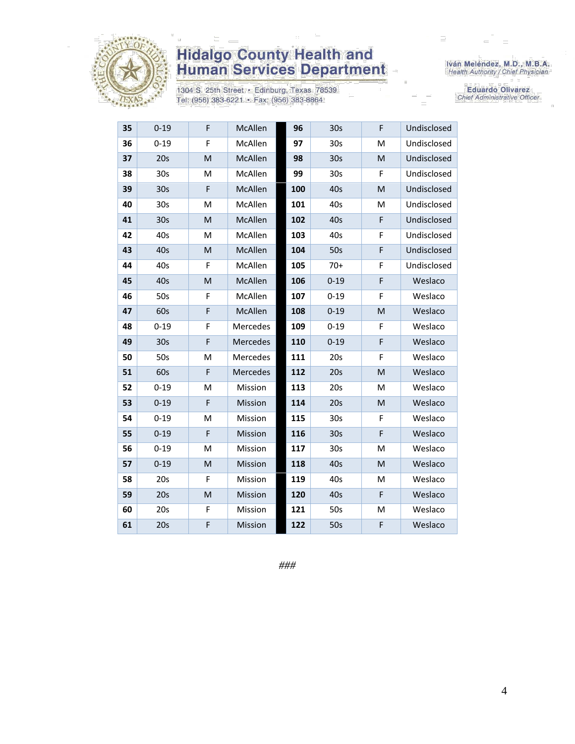Hidalgo County Health and Human Services Department

1304 S. 25th Street • Edinburg, Texas 78539
Tel: (956) 383-6221 • Fax: (956) 383-8864

Iván Meléndez, M.D., M.B.A.
*Health Authority / Chief Physician*

Eduardo Olivarez
*Chief Administrative Officer*

| | | | | | | | | |
|---|---|---|---|---|---|---|---|---|
| **35** | 0-19 | F | McAllen | | **96** | 30s | F | Undisclosed |
| **36** | 0-19 | F | McAllen | | **97** | 30s | M | Undisclosed |
| **37** | 20s | M | McAllen | | **98** | 30s | M | Undisclosed |
| **38** | 30s | M | McAllen | | **99** | 30s | F | Undisclosed |
| **39** | 30s | F | McAllen | | **100** | 40s | M | Undisclosed |
| **40** | 30s | M | McAllen | | **101** | 40s | M | Undisclosed |
| **41** | 30s | M | McAllen | | **102** | 40s | F | Undisclosed |
| **42** | 40s | M | McAllen | | **103** | 40s | F | Undisclosed |
| **43** | 40s | M | McAllen | | **104** | 50s | F | Undisclosed |
| **44** | 40s | F | McAllen | | **105** | 70+ | F | Undisclosed |
| **45** | 40s | M | McAllen | | **106** | 0-19 | F | Weslaco |
| **46** | 50s | F | McAllen | | **107** | 0-19 | F | Weslaco |
| **47** | 60s | F | McAllen | | **108** | 0-19 | M | Weslaco |
| **48** | 0-19 | F | Mercedes | | **109** | 0-19 | F | Weslaco |
| **49** | 30s | F | Mercedes | | **110** | 0-19 | F | Weslaco |
| **50** | 50s | M | Mercedes | | **111** | 20s | F | Weslaco |
| **51** | 60s | F | Mercedes | | **112** | 20s | M | Weslaco |
| **52** | 0-19 | M | Mission | | **113** | 20s | M | Weslaco |
| **53** | 0-19 | F | Mission | | **114** | 20s | M | Weslaco |
| **54** | 0-19 | M | Mission | | **115** | 30s | F | Weslaco |
| **55** | 0-19 | F | Mission | | **116** | 30s | F | Weslaco |
| **56** | 0-19 | M | Mission | | **117** | 30s | M | Weslaco |
| **57** | 0-19 | M | Mission | | **118** | 40s | M | Weslaco |
| **58** | 20s | F | Mission | | **119** | 40s | M | Weslaco |
| **59** | 20s | M | Mission | | **120** | 40s | F | Weslaco |
| **60** | 20s | F | Mission | | **121** | 50s | M | Weslaco |
| **61** | 20s | F | Mission | | **122** | 50s | F | Weslaco |

###